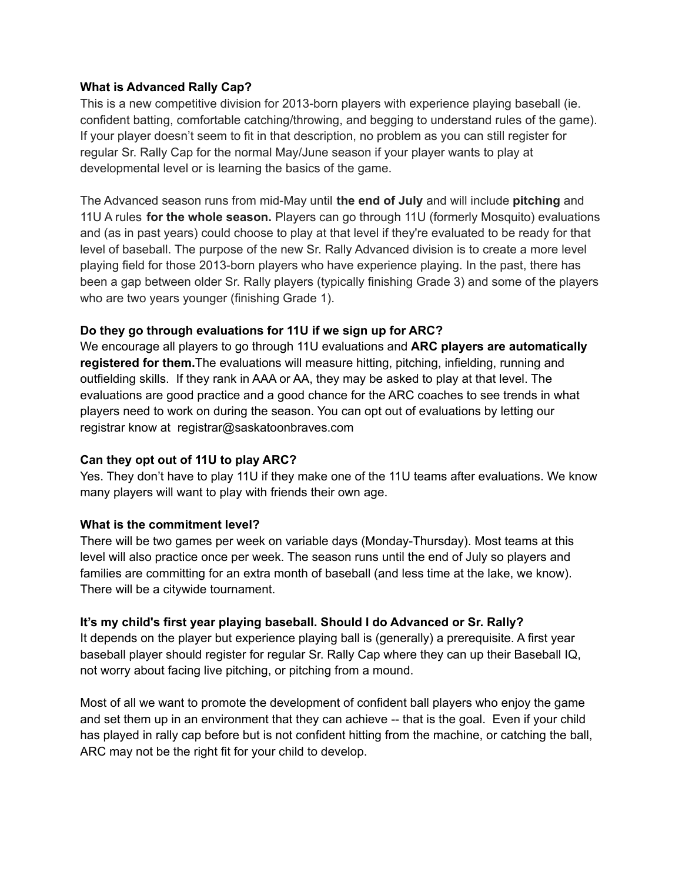### What is Advanced Rally Cap?

This is a new competitive division for 2013-born players with experience playing baseball (ie. confident batting, comfortable catching/throwing, and begging to understand rules of the game). If your player doesn't seem to fit in that description, no problem as you can still register for regular Sr. Rally Cap for the normal May/June season if your player wants to play at developmental level or is learning the basics of the game.

The Advanced season runs from mid-May until **the end of July** and will include **pitching** and 11U A rules **for the whole season.** Players can go through 11U (formerly Mosquito) evaluations and (as in past years) could choose to play at that level if they're evaluated to be ready for that level of baseball. The purpose of the new Sr. Rally Advanced division is to create a more level playing field for those 2013-born players who have experience playing. In the past, there has been a gap between older Sr. Rally players (typically finishing Grade 3) and some of the players who are two years younger (finishing Grade 1).

### Do they go through evaluations for 11U if we sign up for ARC?

We encourage all players to go through 11U evaluations and **ARC players are automatically registered for them.** The evaluations will measure hitting, pitching, infielding, running and outfielding skills. If they rank in AAA or AA, they may be asked to play at that level. The evaluations are good practice and a good chance for the ARC coaches to see trends in what players need to work on during the season. You can opt out of evaluations by letting our registrar know at registrar@saskatoonbraves.com

### Can they opt out of 11U to play ARC?

Yes. They don't have to play 11U if they make one of the 11U teams after evaluations. We know many players will want to play with friends their own age.

### What is the commitment level?

There will be two games per week on variable days (Monday-Thursday). Most teams at this level will also practice once per week. The season runs until the end of July so players and families are committing for an extra month of baseball (and less time at the lake, we know). There will be a citywide tournament.

### It's my child's first year playing baseball. Should I do Advanced or Sr. Rally?

It depends on the player but experience playing ball is (generally) a prerequisite. A first year baseball player should register for regular Sr. Rally Cap where they can up their Baseball IQ, not worry about facing live pitching, or pitching from a mound.

Most of all we want to promote the development of confident ball players who enjoy the game and set them up in an environment that they can achieve -- that is the goal. Even if your child has played in rally cap before but is not confident hitting from the machine, or catching the ball, ARC may not be the right fit for your child to develop.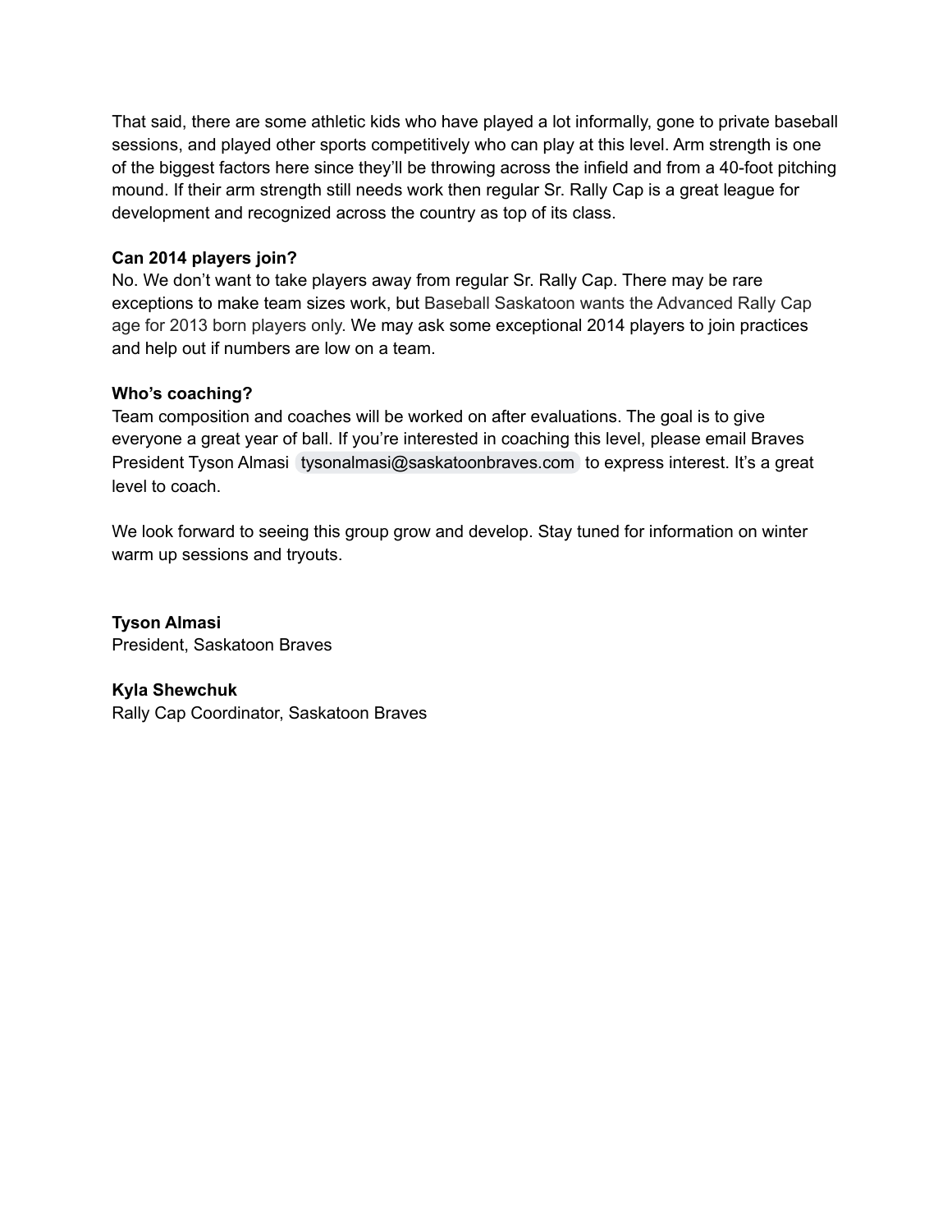That said, there are some athletic kids who have played a lot informally, gone to private baseball sessions, and played other sports competitively who can play at this level. Arm strength is one of the biggest factors here since they'll be throwing across the infield and from a 40-foot pitching mound. If their arm strength still needs work then regular Sr. Rally Cap is a great league for development and recognized across the country as top of its class.

**Can 2014 players join?**
No. We don't want to take players away from regular Sr. Rally Cap. There may be rare exceptions to make team sizes work, but Baseball Saskatoon wants the Advanced Rally Cap age for 2013 born players only. We may ask some exceptional 2014 players to join practices and help out if numbers are low on a team.

**Who's coaching?**
Team composition and coaches will be worked on after evaluations. The goal is to give everyone a great year of ball. If you're interested in coaching this level, please email Braves President Tyson Almasi tysonalmasi@saskatoonbraves.com to express interest. It's a great level to coach.

We look forward to seeing this group grow and develop. Stay tuned for information on winter warm up sessions and tryouts.

**Tyson Almasi**
President, Saskatoon Braves

**Kyla Shewchuk**
Rally Cap Coordinator, Saskatoon Braves